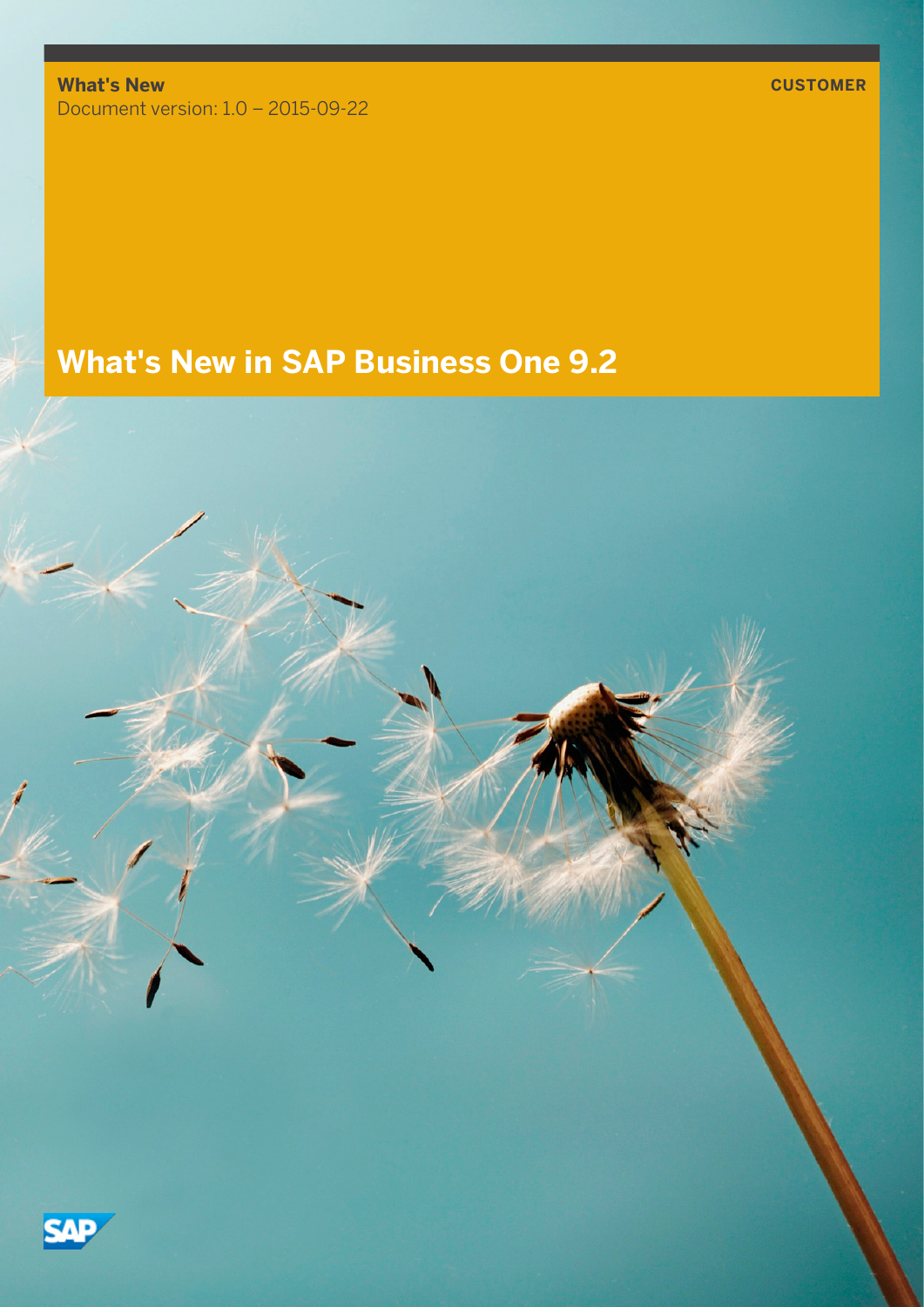**What's New**
Document version: 1.0 – 2015-09-22

**CUSTOMER**

# What's New in SAP Business One 9.2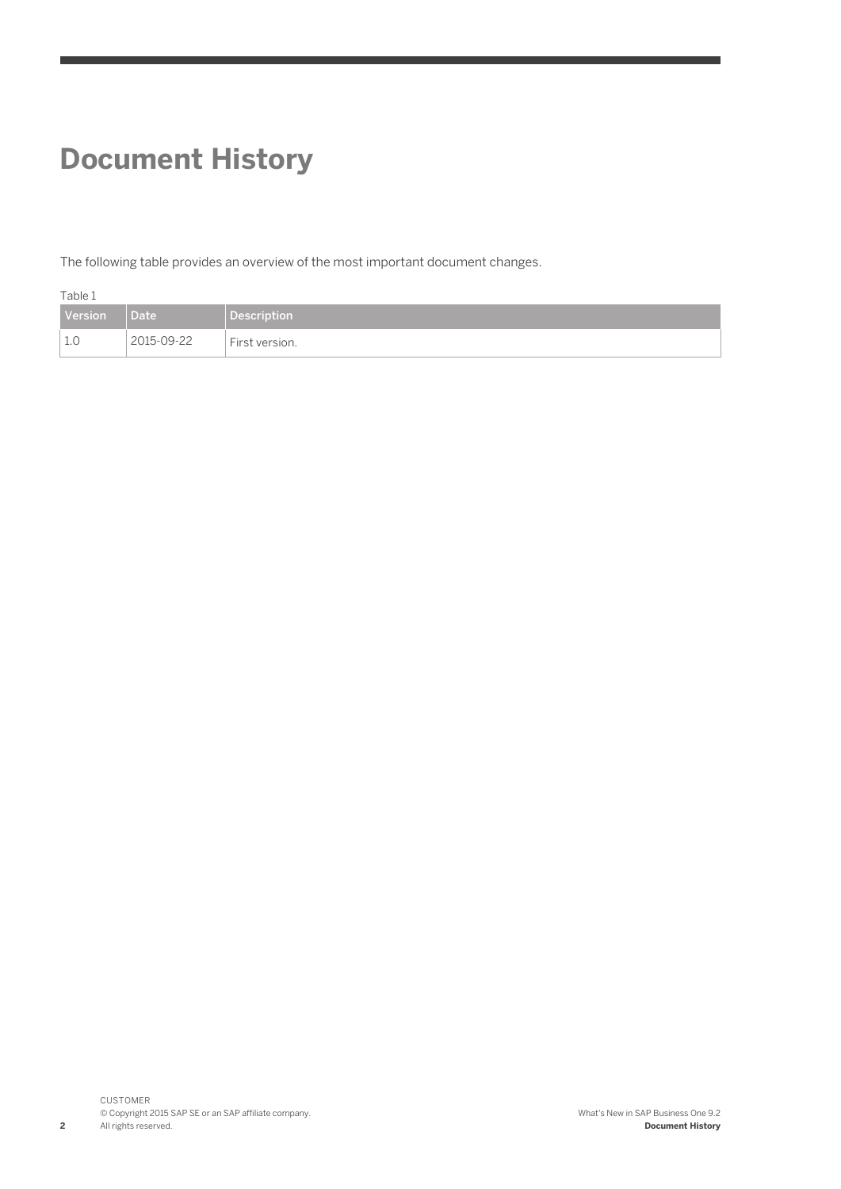# Document History

The following table provides an overview of the most important document changes.

Table 1

| Version | Date | Description |
|---|---|---|
| 1.0 | 2015-09-22 | First version. |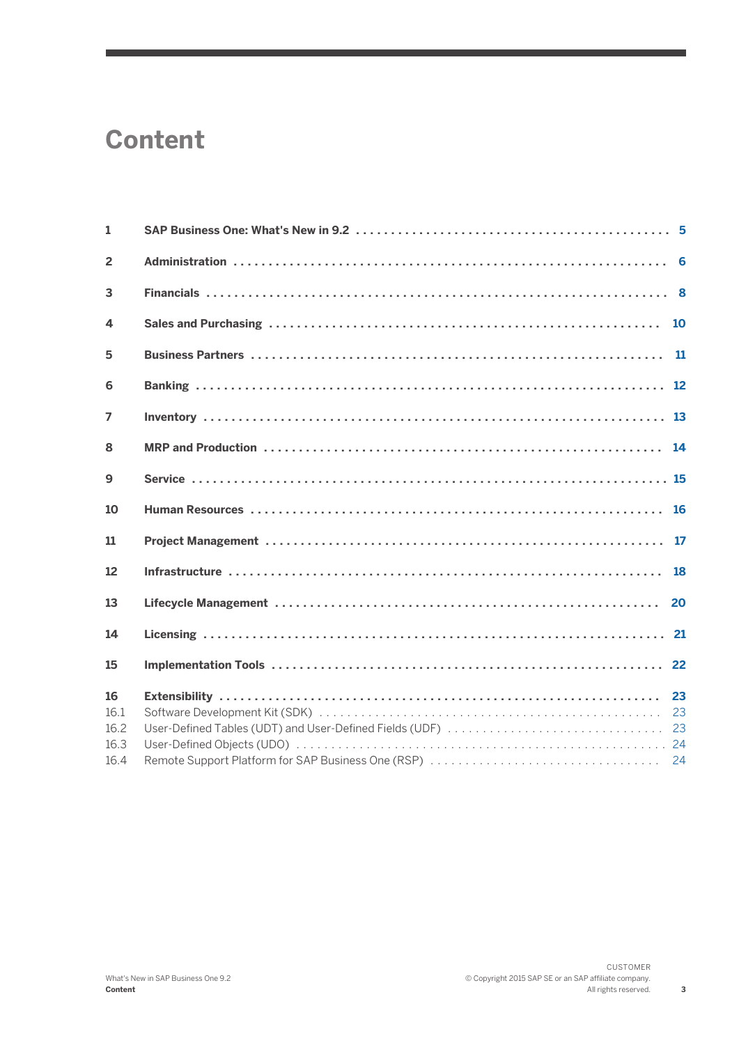# Content

1 **SAP Business One: What's New in 9.2** . . . . . . . . . . 5

2 **Administration** . . . . . . . . . . 6

3 **Financials** . . . . . . . . . . 8

4 **Sales and Purchasing** . . . . . . . . . . 10

5 **Business Partners** . . . . . . . . . . 11

6 **Banking** . . . . . . . . . . 12

7 **Inventory** . . . . . . . . . . 13

8 **MRP and Production** . . . . . . . . . . 14

9 **Service** . . . . . . . . . . 15

10 **Human Resources** . . . . . . . . . . 16

11 **Project Management** . . . . . . . . . . 17

12 **Infrastructure** . . . . . . . . . . 18

13 **Lifecycle Management** . . . . . . . . . . 20

14 **Licensing** . . . . . . . . . . 21

15 **Implementation Tools** . . . . . . . . . . 22

16 **Extensibility** . . . . . . . . . . 23
- 16.1 Software Development Kit (SDK) . . . . . . . . . . 23
- 16.2 User-Defined Tables (UDT) and User-Defined Fields (UDF) . . . . . . . . . . 23
- 16.3 User-Defined Objects (UDO) . . . . . . . . . . 24
- 16.4 Remote Support Platform for SAP Business One (RSP) . . . . . . . . . . 24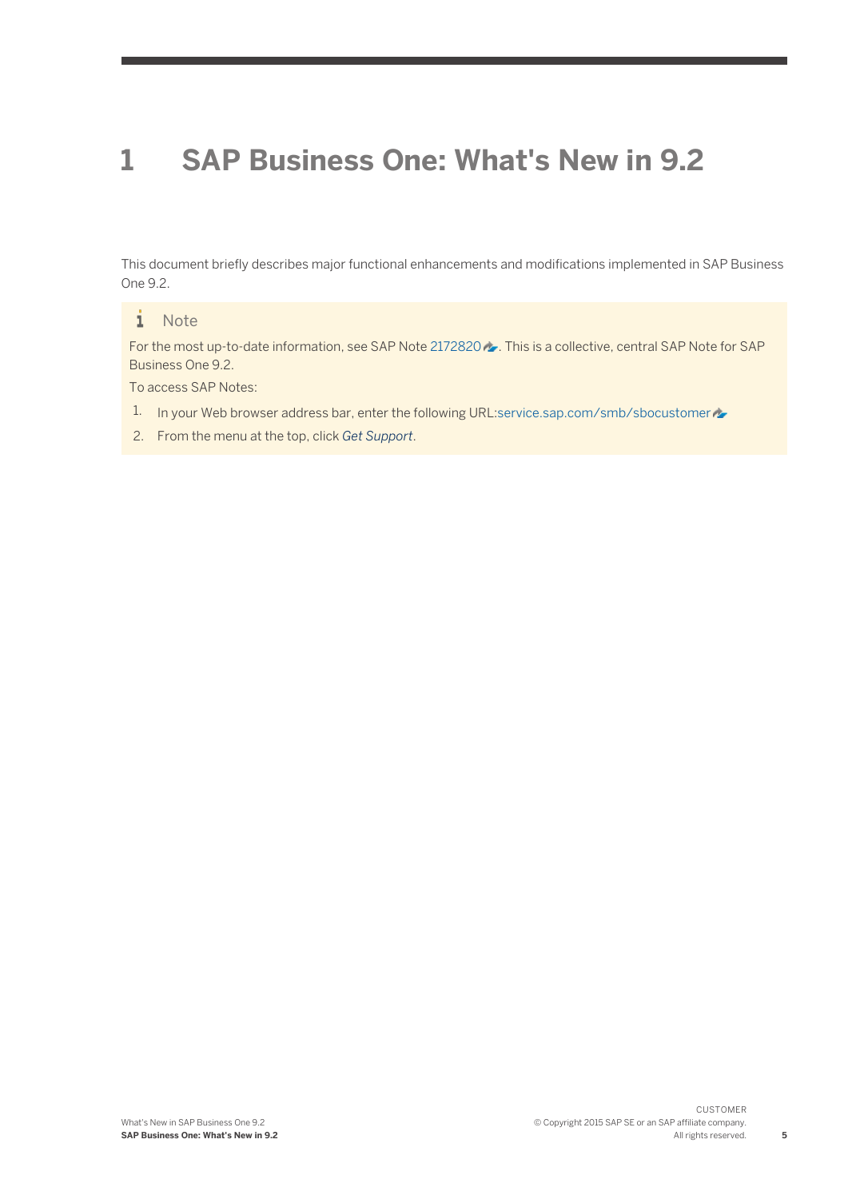# 1 SAP Business One: What's New in 9.2

This document briefly describes major functional enhancements and modifications implemented in SAP Business One 9.2.

> **Note**
>
> For the most up-to-date information, see SAP Note 2172820. This is a collective, central SAP Note for SAP Business One 9.2.
>
> To access SAP Notes:
>
> 1. In your Web browser address bar, enter the following URL:service.sap.com/smb/sbocustomer
> 2. From the menu at the top, click *Get Support*.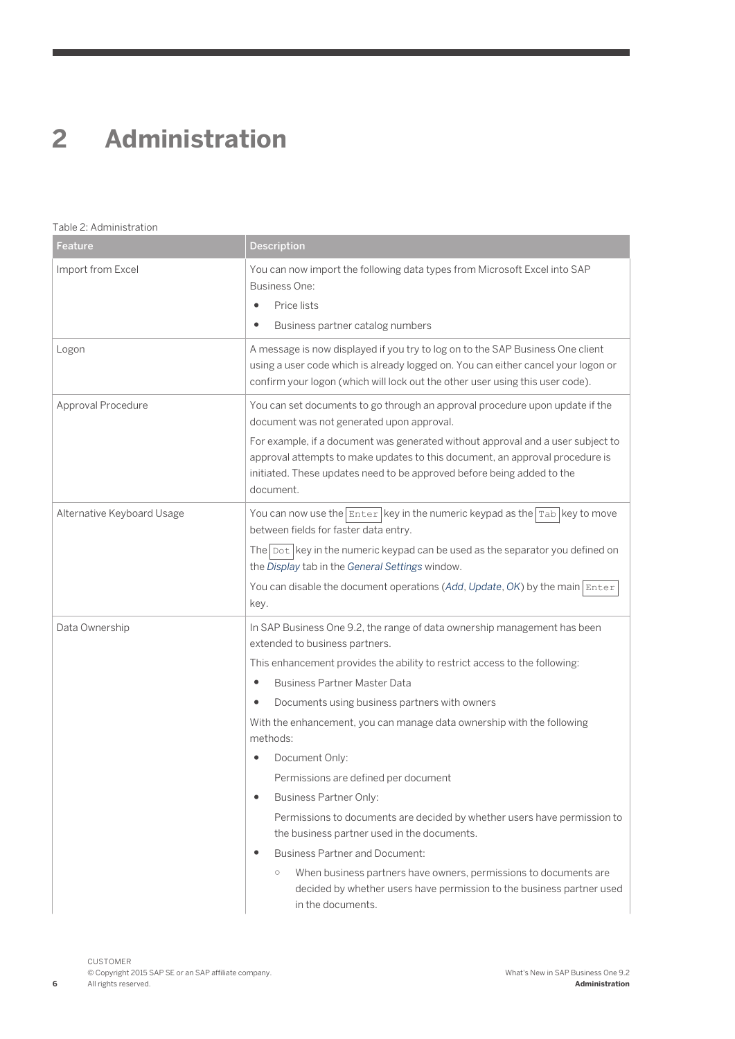# 2 Administration

Table 2: Administration

| Feature | Description |
|---|---|
| Import from Excel | You can now import the following data types from Microsoft Excel into SAP Business One:<br>• Price lists<br>• Business partner catalog numbers |
| Logon | A message is now displayed if you try to log on to the SAP Business One client using a user code which is already logged on. You can either cancel your logon or confirm your logon (which will lock out the other user using this user code). |
| Approval Procedure | You can set documents to go through an approval procedure upon update if the document was not generated upon approval.<br>For example, if a document was generated without approval and a user subject to approval attempts to make updates to this document, an approval procedure is initiated. These updates need to be approved before being added to the document. |
| Alternative Keyboard Usage | You can now use the `Enter` key in the numeric keypad as the `Tab` key to move between fields for faster data entry.<br>The `Dot` key in the numeric keypad can be used as the separator you defined on the *Display* tab in the *General Settings* window.<br>You can disable the document operations (*Add*, *Update*, *OK*) by the main `Enter` key. |
| Data Ownership | In SAP Business One 9.2, the range of data ownership management has been extended to business partners.<br>This enhancement provides the ability to restrict access to the following:<br>• Business Partner Master Data<br>• Documents using business partners with owners<br>With the enhancement, you can manage data ownership with the following methods:<br>• Document Only:<br>Permissions are defined per document<br>• Business Partner Only:<br>Permissions to documents are decided by whether users have permission to the business partner used in the documents.<br>• Business Partner and Document:<br>○ When business partners have owners, permissions to documents are decided by whether users have permission to the business partner used in the documents. |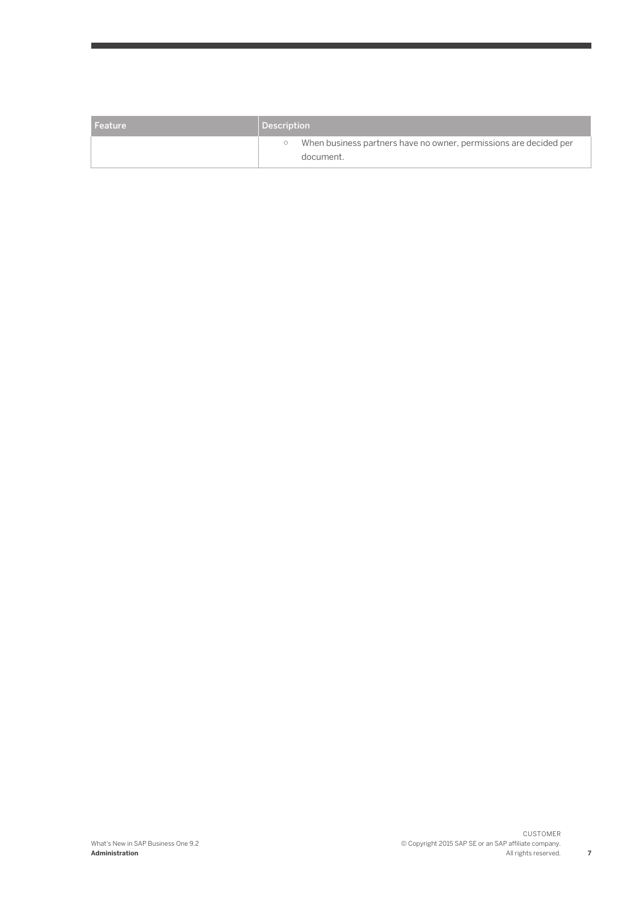| Feature | Description |
|---|---|
| | ○ When business partners have no owner, permissions are decided per document. |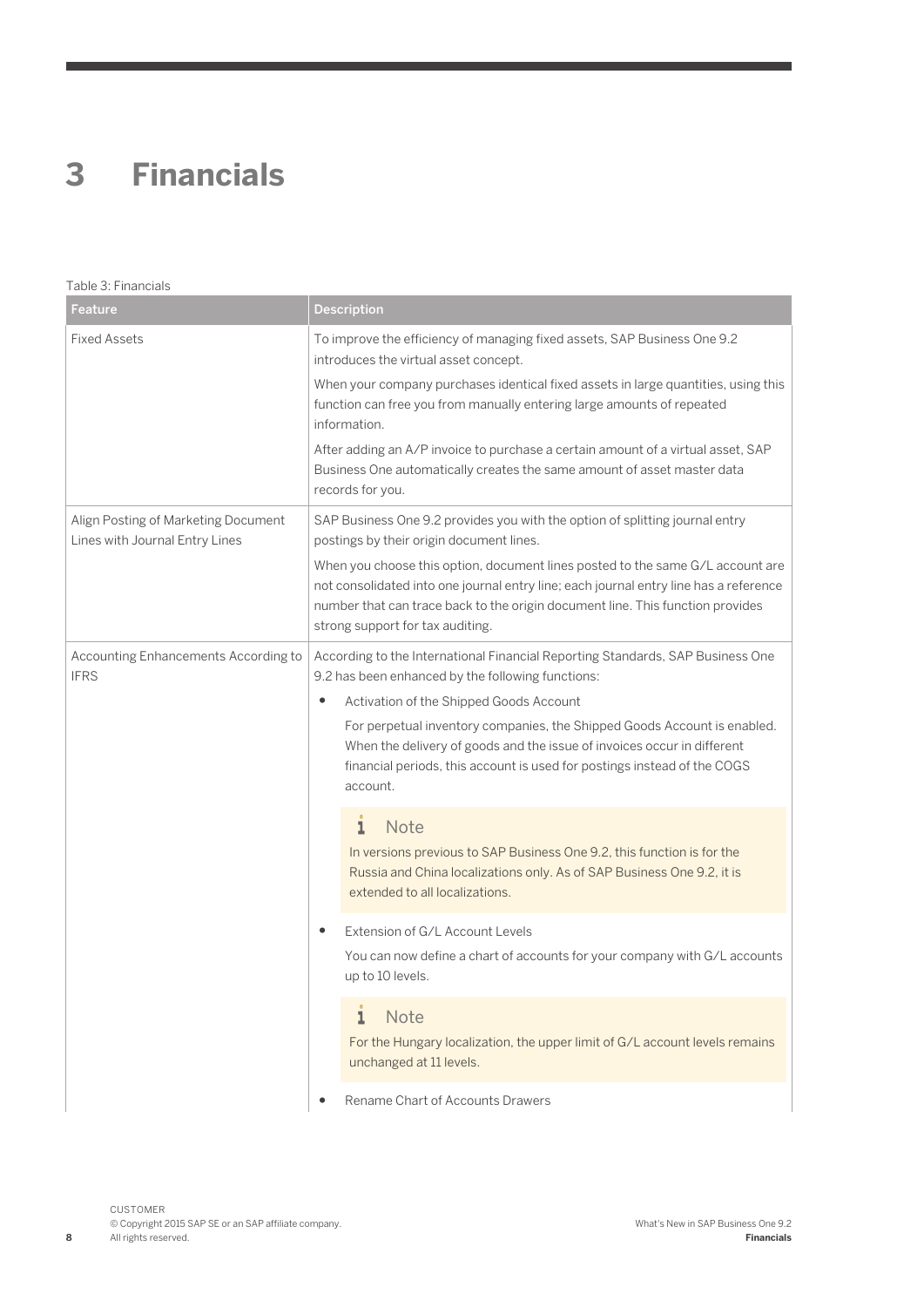# 3 Financials

Table 3: Financials

| Feature | Description |
| --- | --- |
| Fixed Assets | To improve the efficiency of managing fixed assets, SAP Business One 9.2 introduces the virtual asset concept.<br><br>When your company purchases identical fixed assets in large quantities, using this function can free you from manually entering large amounts of repeated information.<br><br>After adding an A/P invoice to purchase a certain amount of a virtual asset, SAP Business One automatically creates the same amount of asset master data records for you. |
| Align Posting of Marketing Document Lines with Journal Entry Lines | SAP Business One 9.2 provides you with the option of splitting journal entry postings by their origin document lines.<br><br>When you choose this option, document lines posted to the same G/L account are not consolidated into one journal entry line; each journal entry line has a reference number that can trace back to the origin document line. This function provides strong support for tax auditing. |
| Accounting Enhancements According to IFRS | According to the International Financial Reporting Standards, SAP Business One 9.2 has been enhanced by the following functions:<br><br>• Activation of the Shipped Goods Account<br><br>For perpetual inventory companies, the Shipped Goods Account is enabled. When the delivery of goods and the issue of invoices occur in different financial periods, this account is used for postings instead of the COGS account.<br><br>**Note**<br>In versions previous to SAP Business One 9.2, this function is for the Russia and China localizations only. As of SAP Business One 9.2, it is extended to all localizations.<br><br>• Extension of G/L Account Levels<br><br>You can now define a chart of accounts for your company with G/L accounts up to 10 levels.<br><br>**Note**<br>For the Hungary localization, the upper limit of G/L account levels remains unchanged at 11 levels.<br><br>• Rename Chart of Accounts Drawers |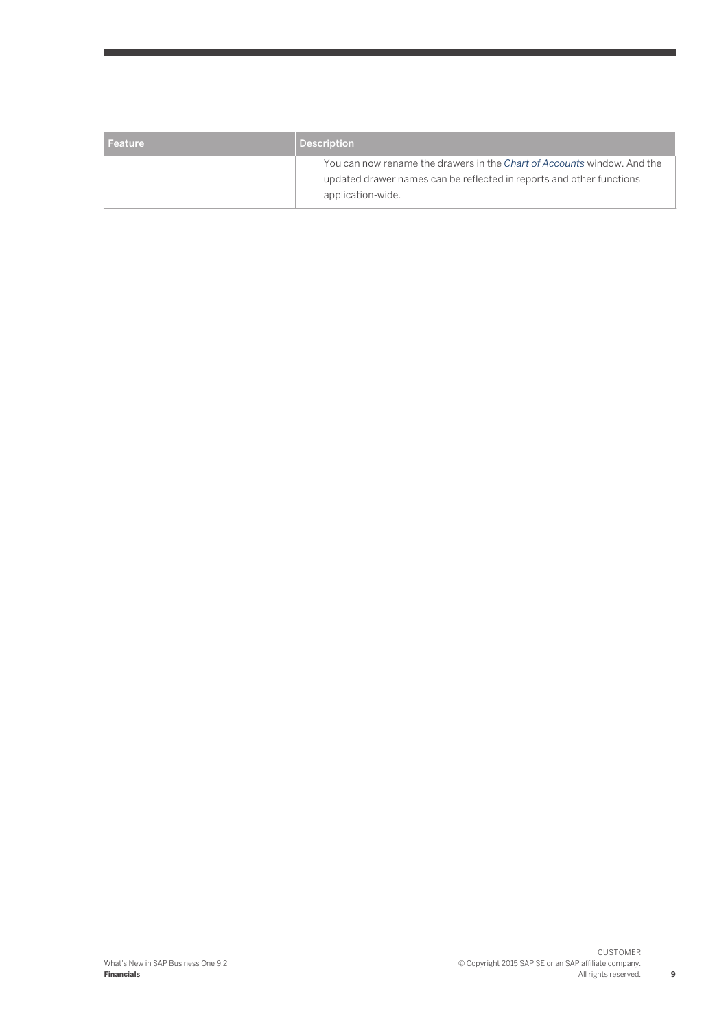| Feature | Description |
|---|---|
| | You can now rename the drawers in the *Chart of Accounts* window. And the updated drawer names can be reflected in reports and other functions application-wide. |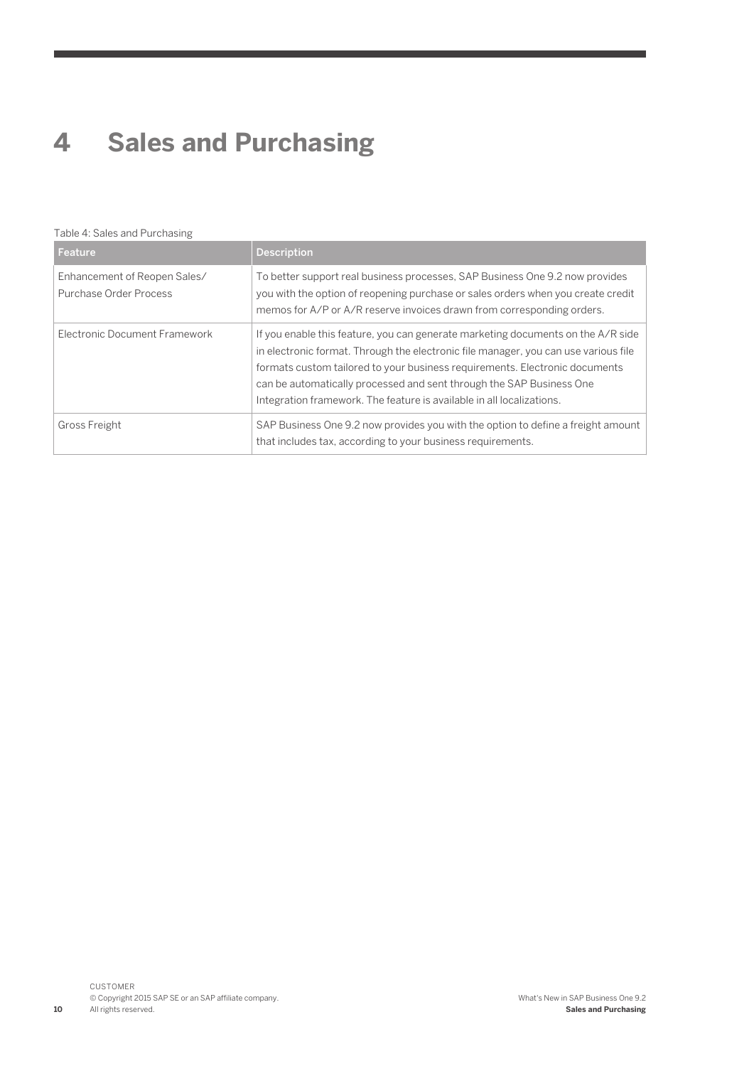# 4 Sales and Purchasing

Table 4: Sales and Purchasing

| Feature | Description |
| --- | --- |
| Enhancement of Reopen Sales/ Purchase Order Process | To better support real business processes, SAP Business One 9.2 now provides you with the option of reopening purchase or sales orders when you create credit memos for A/P or A/R reserve invoices drawn from corresponding orders. |
| Electronic Document Framework | If you enable this feature, you can generate marketing documents on the A/R side in electronic format. Through the electronic file manager, you can use various file formats custom tailored to your business requirements. Electronic documents can be automatically processed and sent through the SAP Business One Integration framework. The feature is available in all localizations. |
| Gross Freight | SAP Business One 9.2 now provides you with the option to define a freight amount that includes tax, according to your business requirements. |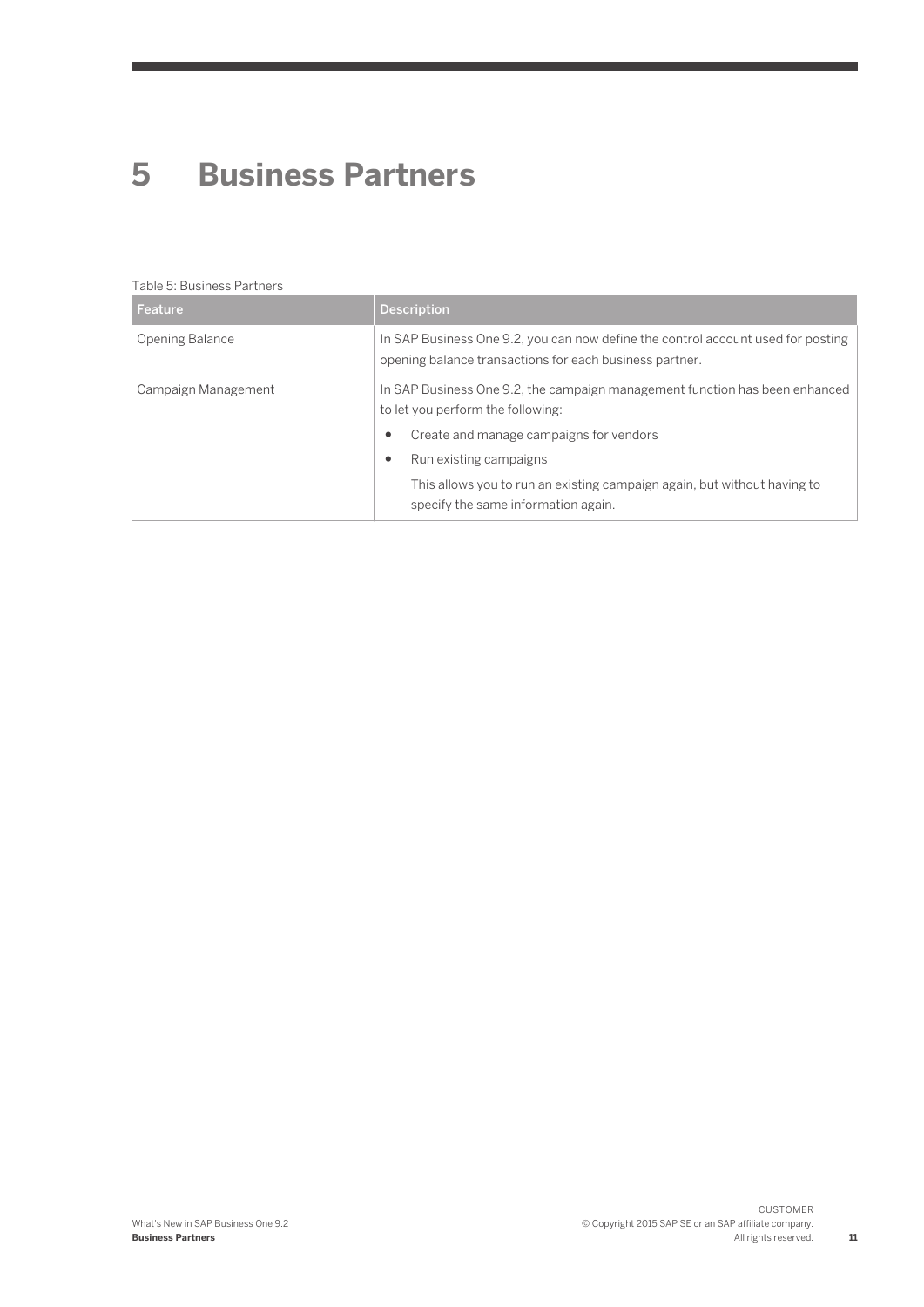# 5 Business Partners

Table 5: Business Partners

| Feature | Description |
|---|---|
| Opening Balance | In SAP Business One 9.2, you can now define the control account used for posting opening balance transactions for each business partner. |
| Campaign Management | In SAP Business One 9.2, the campaign management function has been enhanced to let you perform the following:<br>• Create and manage campaigns for vendors<br>• Run existing campaigns<br>This allows you to run an existing campaign again, but without having to specify the same information again. |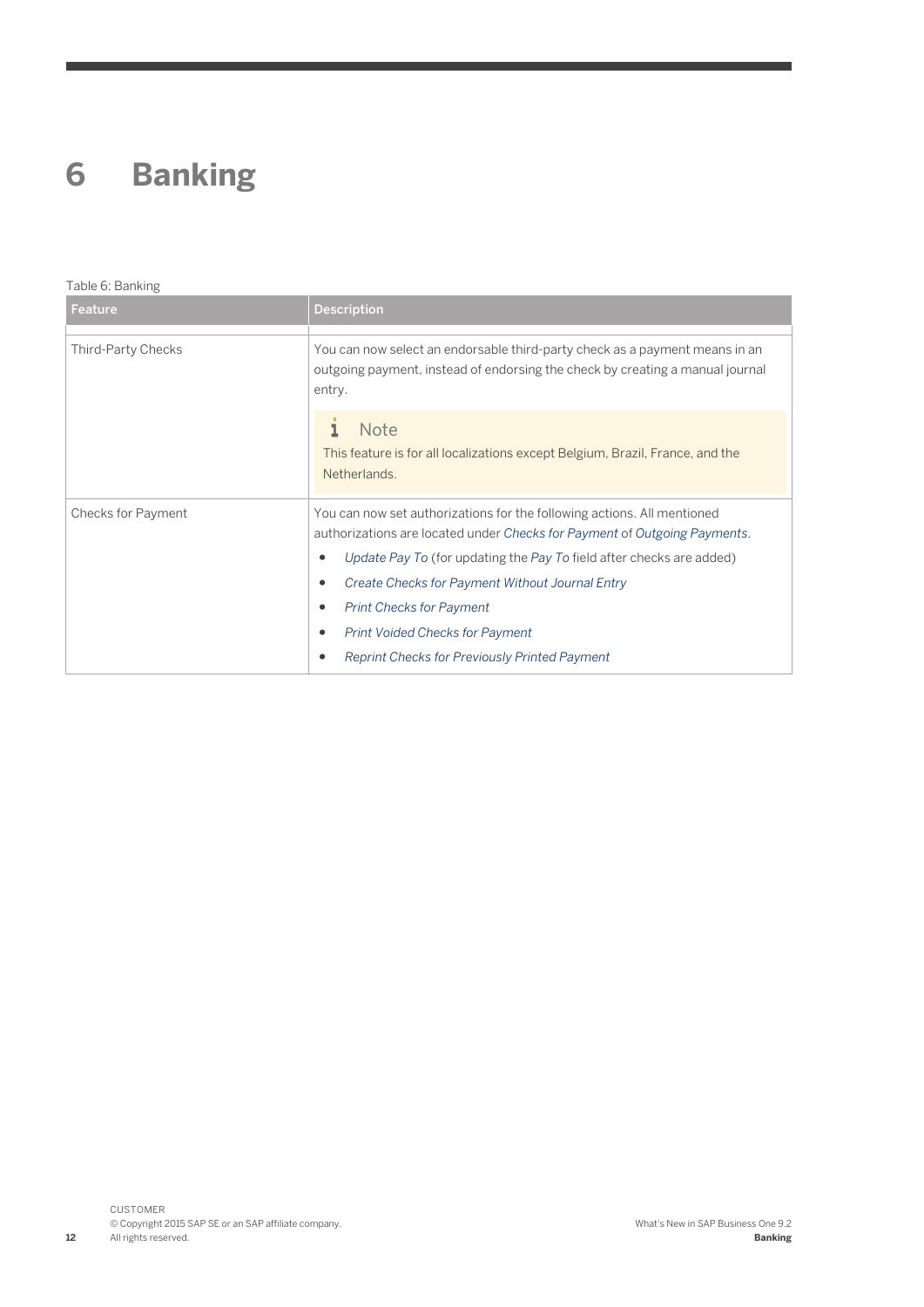# 6 Banking

Table 6: Banking

| Feature | Description |
| --- | --- |
| Third-Party Checks | You can now select an endorsable third-party check as a payment means in an outgoing payment, instead of endorsing the check by creating a manual journal entry.<br><br>**Note**<br>This feature is for all localizations except Belgium, Brazil, France, and the Netherlands. |
| Checks for Payment | You can now set authorizations for the following actions. All mentioned authorizations are located under *Checks for Payment* of *Outgoing Payments*.<br>• *Update Pay To* (for updating the *Pay To* field after checks are added)<br>• *Create Checks for Payment Without Journal Entry*<br>• *Print Checks for Payment*<br>• *Print Voided Checks for Payment*<br>• *Reprint Checks for Previously Printed Payment* |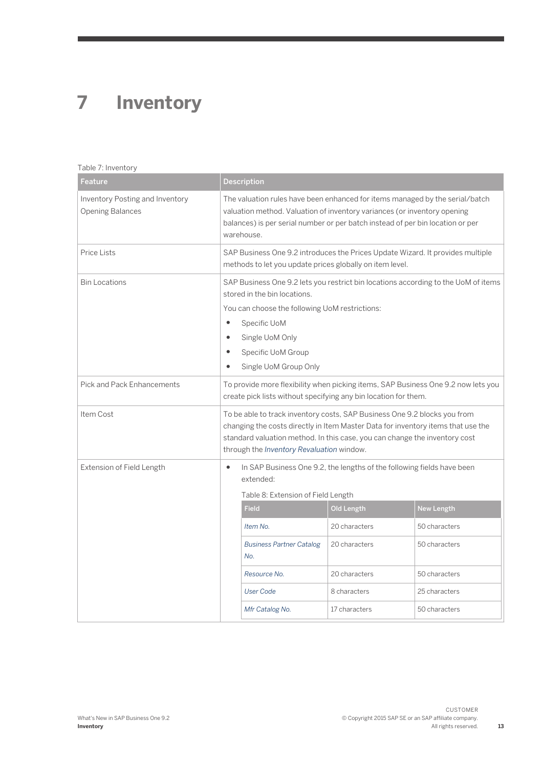# 7 Inventory

Table 7: Inventory

| Feature | Description |
|---|---|
| Inventory Posting and Inventory Opening Balances | The valuation rules have been enhanced for items managed by the serial/batch valuation method. Valuation of inventory variances (or inventory opening balances) is per serial number or per batch instead of per bin location or per warehouse. |
| Price Lists | SAP Business One 9.2 introduces the Prices Update Wizard. It provides multiple methods to let you update prices globally on item level. |
| Bin Locations | SAP Business One 9.2 lets you restrict bin locations according to the UoM of items stored in the bin locations.<br>You can choose the following UoM restrictions:<br>• Specific UoM<br>• Single UoM Only<br>• Specific UoM Group<br>• Single UoM Group Only |
| Pick and Pack Enhancements | To provide more flexibility when picking items, SAP Business One 9.2 now lets you create pick lists without specifying any bin location for them. |
| Item Cost | To be able to track inventory costs, SAP Business One 9.2 blocks you from changing the costs directly in Item Master Data for inventory items that use the standard valuation method. In this case, you can change the inventory cost through the *Inventory Revaluation* window. |
| Extension of Field Length | • In SAP Business One 9.2, the lengths of the following fields have been extended: (see Table 8) |

Table 8: Extension of Field Length

| Field | Old Length | New Length |
|---|---|---|
| *Item No.* | 20 characters | 50 characters |
| *Business Partner Catalog No.* | 20 characters | 50 characters |
| *Resource No.* | 20 characters | 50 characters |
| *User Code* | 8 characters | 25 characters |
| *Mfr Catalog No.* | 17 characters | 50 characters |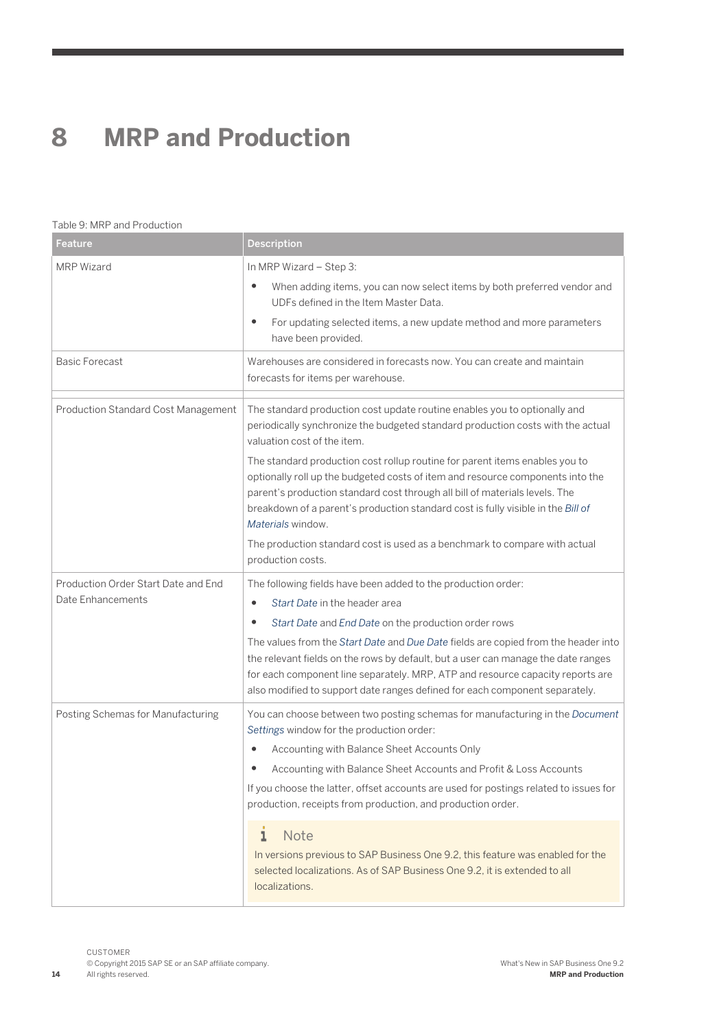# 8 MRP and Production

Table 9: MRP and Production

| Feature | Description |
| --- | --- |
| MRP Wizard | In MRP Wizard – Step 3:<br>• When adding items, you can now select items by both preferred vendor and UDFs defined in the Item Master Data.<br>• For updating selected items, a new update method and more parameters have been provided. |
| Basic Forecast | Warehouses are considered in forecasts now. You can create and maintain forecasts for items per warehouse. |
| | |
| Production Standard Cost Management | The standard production cost update routine enables you to optionally and periodically synchronize the budgeted standard production costs with the actual valuation cost of the item.<br>The standard production cost rollup routine for parent items enables you to optionally roll up the budgeted costs of item and resource components into the parent's production standard cost through all bill of materials levels. The breakdown of a parent's production standard cost is fully visible in the *Bill of Materials* window.<br>The production standard cost is used as a benchmark to compare with actual production costs. |
| Production Order Start Date and End Date Enhancements | The following fields have been added to the production order:<br>• *Start Date* in the header area<br>• *Start Date* and *End Date* on the production order rows<br>The values from the *Start Date* and *Due Date* fields are copied from the header into the relevant fields on the rows by default, but a user can manage the date ranges for each component line separately. MRP, ATP and resource capacity reports are also modified to support date ranges defined for each component separately. |
| Posting Schemas for Manufacturing | You can choose between two posting schemas for manufacturing in the *Document Settings* window for the production order:<br>• Accounting with Balance Sheet Accounts Only<br>• Accounting with Balance Sheet Accounts and Profit & Loss Accounts<br>If you choose the latter, offset accounts are used for postings related to issues for production, receipts from production, and production order.<br>**Note**<br>In versions previous to SAP Business One 9.2, this feature was enabled for the selected localizations. As of SAP Business One 9.2, it is extended to all localizations. |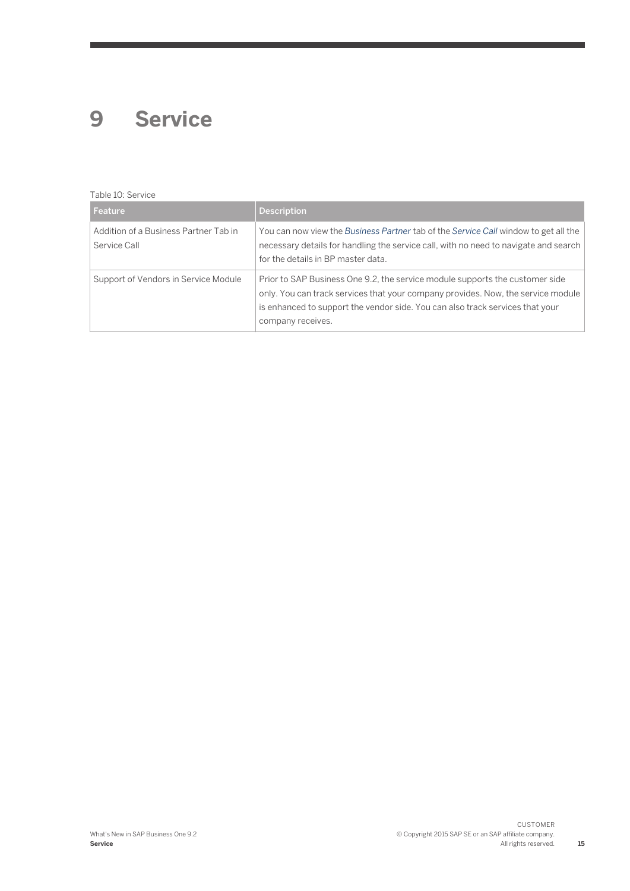# 9 Service

Table 10: Service

| Feature | Description |
| --- | --- |
| Addition of a Business Partner Tab in Service Call | You can now view the *Business Partner* tab of the *Service Call* window to get all the necessary details for handling the service call, with no need to navigate and search for the details in BP master data. |
| Support of Vendors in Service Module | Prior to SAP Business One 9.2, the service module supports the customer side only. You can track services that your company provides. Now, the service module is enhanced to support the vendor side. You can also track services that your company receives. |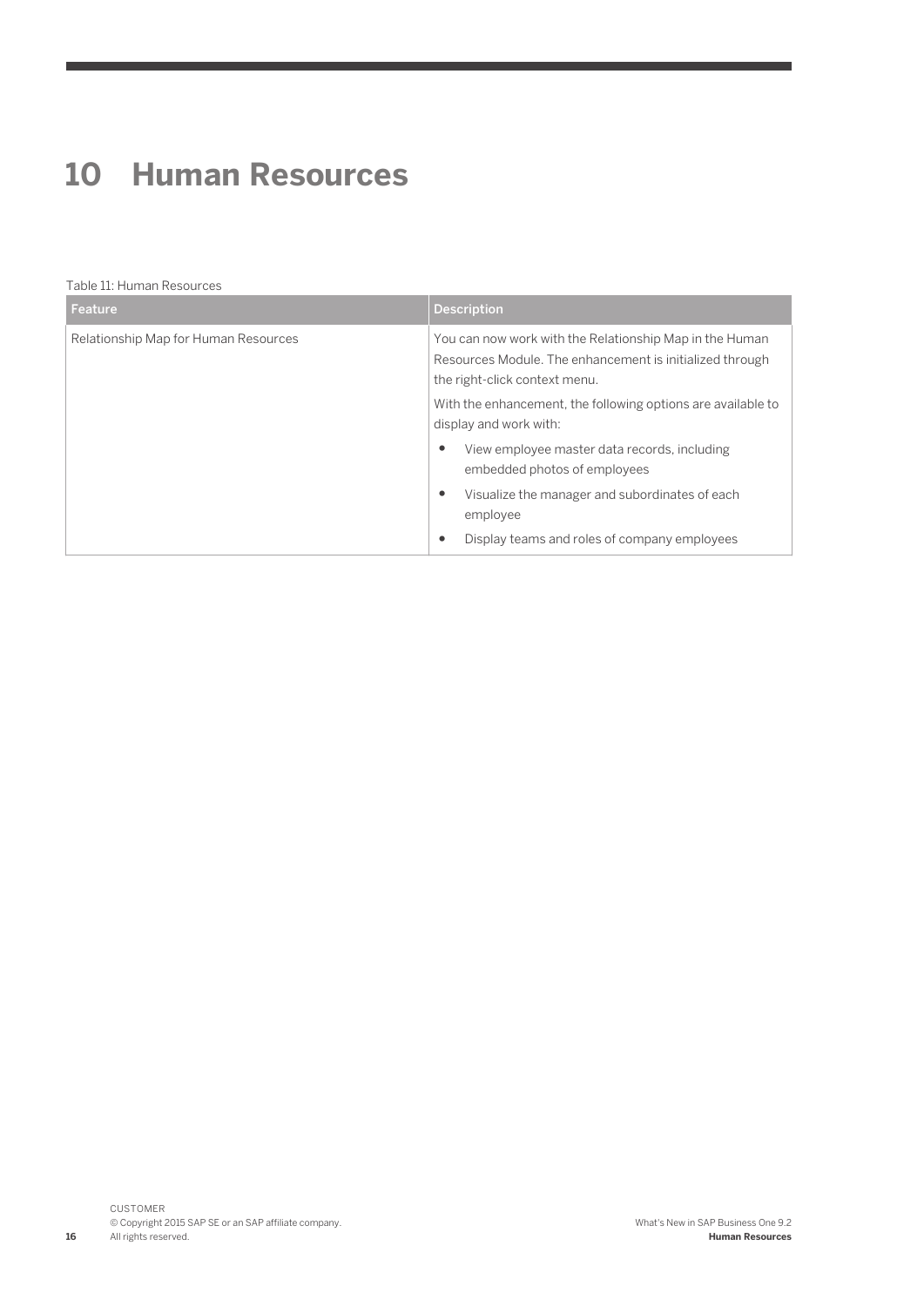# 10 Human Resources

Table 11: Human Resources

| Feature | Description |
| --- | --- |
| Relationship Map for Human Resources | You can now work with the Relationship Map in the Human Resources Module. The enhancement is initialized through the right-click context menu.<br><br>With the enhancement, the following options are available to display and work with:<br><br>• View employee master data records, including embedded photos of employees<br>• Visualize the manager and subordinates of each employee<br>• Display teams and roles of company employees |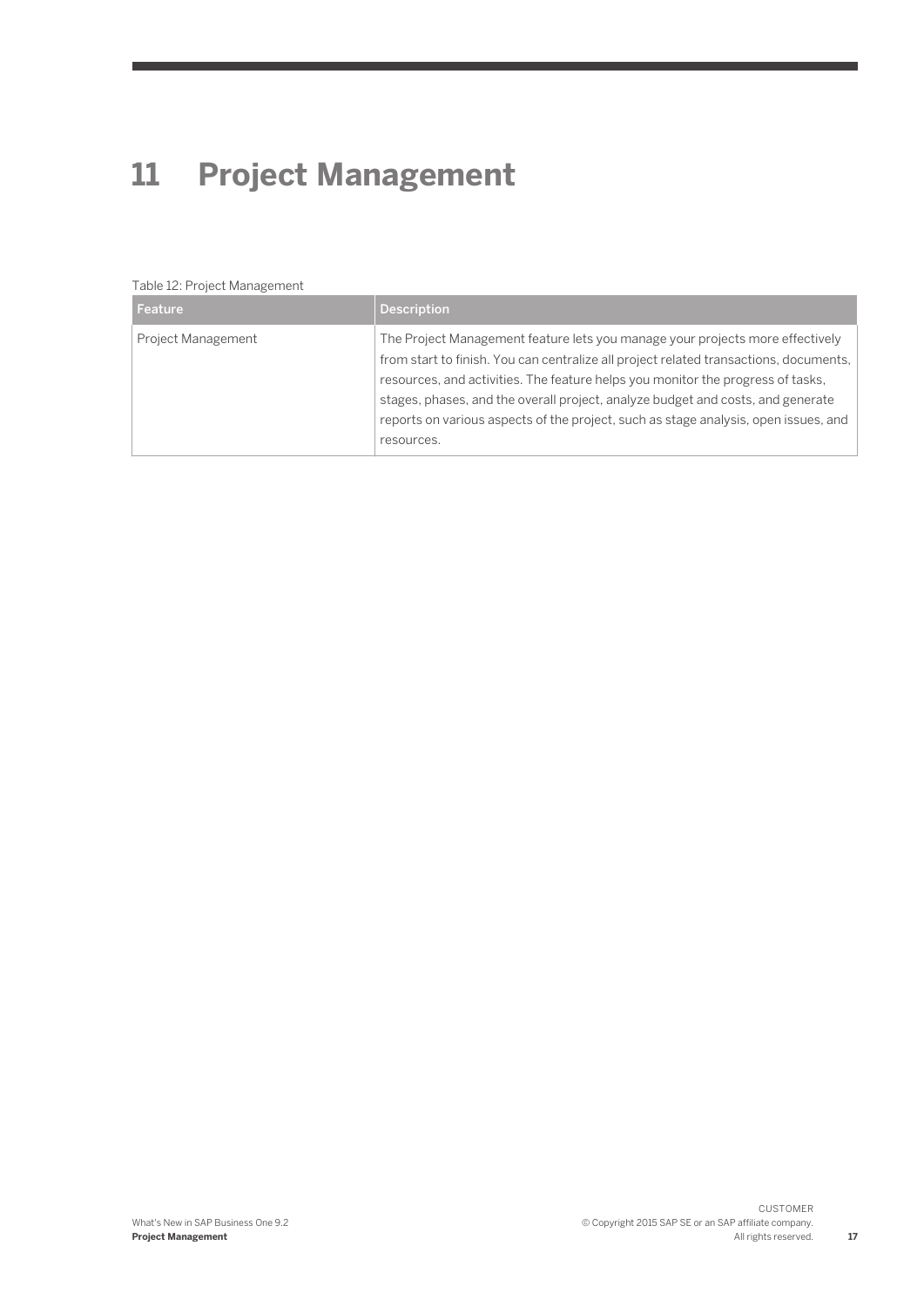# 11 Project Management

Table 12: Project Management

| Feature | Description |
| --- | --- |
| Project Management | The Project Management feature lets you manage your projects more effectively from start to finish. You can centralize all project related transactions, documents, resources, and activities. The feature helps you monitor the progress of tasks, stages, phases, and the overall project, analyze budget and costs, and generate reports on various aspects of the project, such as stage analysis, open issues, and resources. |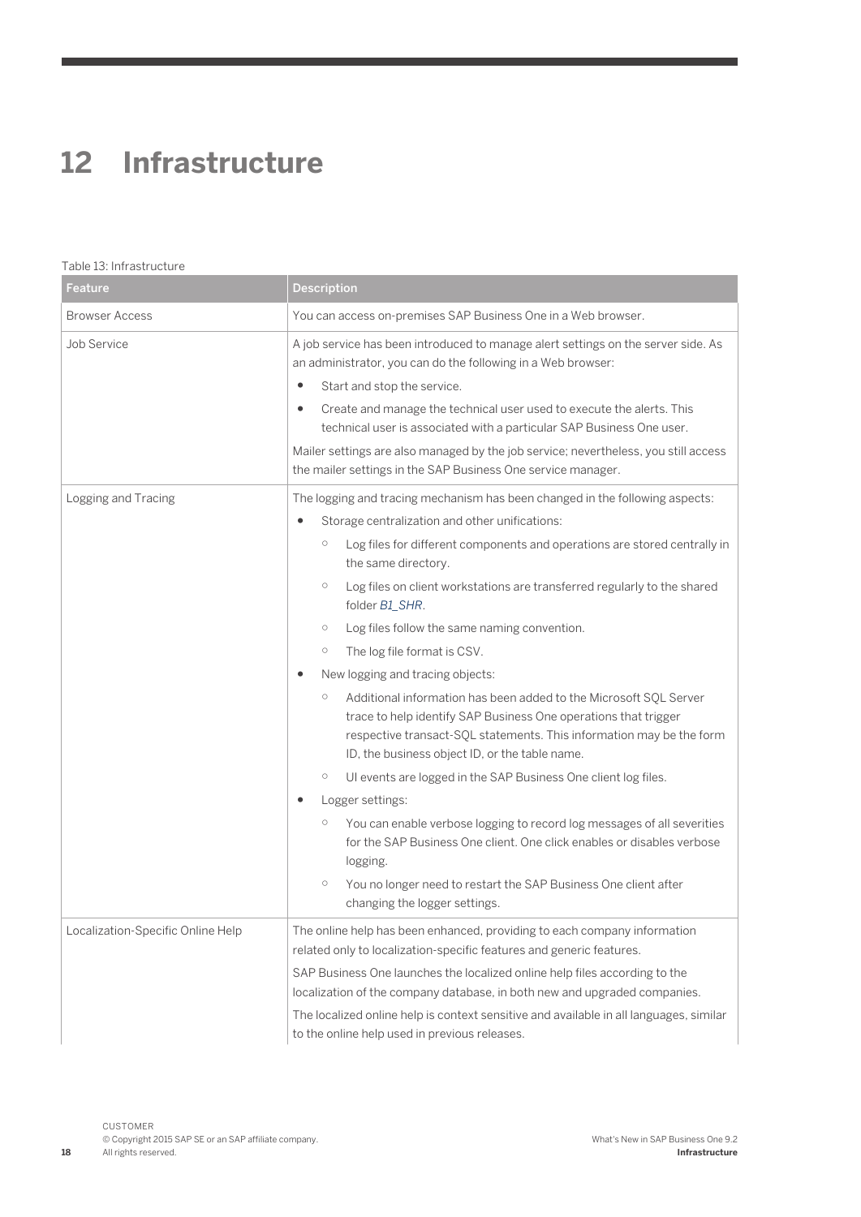# 12 Infrastructure

Table 13: Infrastructure

| Feature | Description |
| --- | --- |
| Browser Access | You can access on-premises SAP Business One in a Web browser. |
| Job Service | A job service has been introduced to manage alert settings on the server side. As an administrator, you can do the following in a Web browser:<br>• Start and stop the service.<br>• Create and manage the technical user used to execute the alerts. This technical user is associated with a particular SAP Business One user.<br>Mailer settings are also managed by the job service; nevertheless, you still access the mailer settings in the SAP Business One service manager. |
| Logging and Tracing | The logging and tracing mechanism has been changed in the following aspects:<br>• Storage centralization and other unifications:<br>&nbsp;&nbsp;&nbsp;&nbsp;○ Log files for different components and operations are stored centrally in the same directory.<br>&nbsp;&nbsp;&nbsp;&nbsp;○ Log files on client workstations are transferred regularly to the shared folder *B1_SHR*.<br>&nbsp;&nbsp;&nbsp;&nbsp;○ Log files follow the same naming convention.<br>&nbsp;&nbsp;&nbsp;&nbsp;○ The log file format is CSV.<br>• New logging and tracing objects:<br>&nbsp;&nbsp;&nbsp;&nbsp;○ Additional information has been added to the Microsoft SQL Server trace to help identify SAP Business One operations that trigger respective transact-SQL statements. This information may be the form ID, the business object ID, or the table name.<br>&nbsp;&nbsp;&nbsp;&nbsp;○ UI events are logged in the SAP Business One client log files.<br>• Logger settings:<br>&nbsp;&nbsp;&nbsp;&nbsp;○ You can enable verbose logging to record log messages of all severities for the SAP Business One client. One click enables or disables verbose logging.<br>&nbsp;&nbsp;&nbsp;&nbsp;○ You no longer need to restart the SAP Business One client after changing the logger settings. |
| Localization-Specific Online Help | The online help has been enhanced, providing to each company information related only to localization-specific features and generic features.<br>SAP Business One launches the localized online help files according to the localization of the company database, in both new and upgraded companies.<br>The localized online help is context sensitive and available in all languages, similar to the online help used in previous releases. |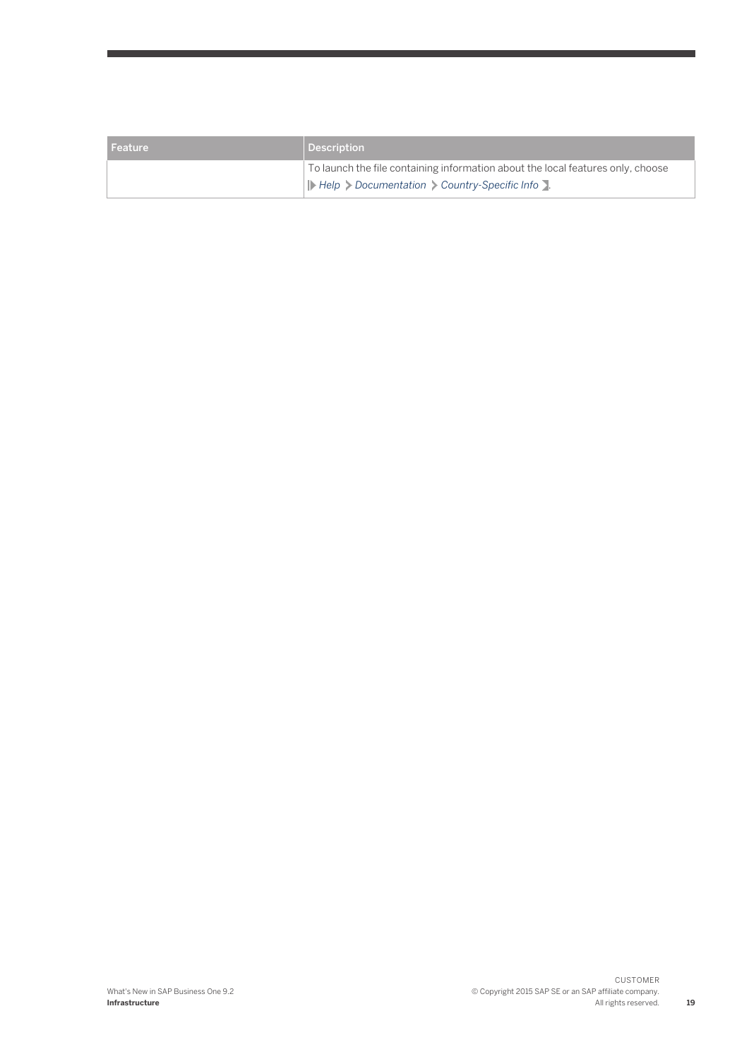| Feature | Description |
| --- | --- |
| | To launch the file containing information about the local features only, choose *Help* > *Documentation* > *Country-Specific Info*. |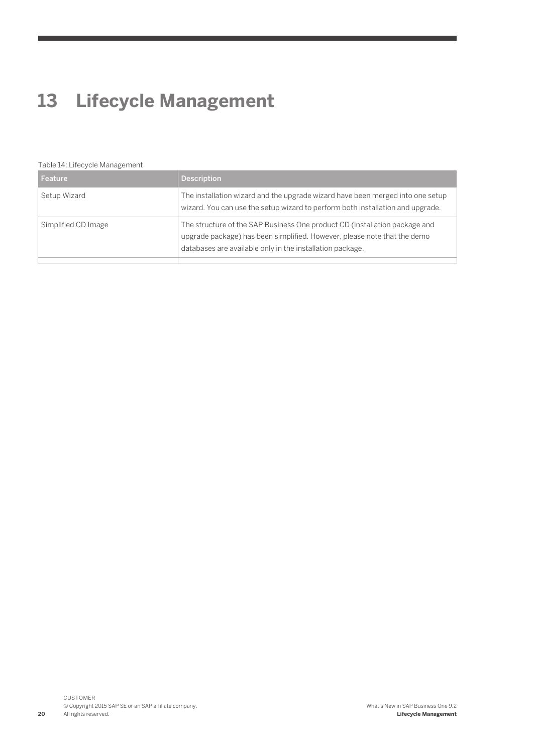# 13 Lifecycle Management

Table 14: Lifecycle Management

| Feature | Description |
|---|---|
| Setup Wizard | The installation wizard and the upgrade wizard have been merged into one setup wizard. You can use the setup wizard to perform both installation and upgrade. |
| Simplified CD Image | The structure of the SAP Business One product CD (installation package and upgrade package) has been simplified. However, please note that the demo databases are available only in the installation package. |
| | |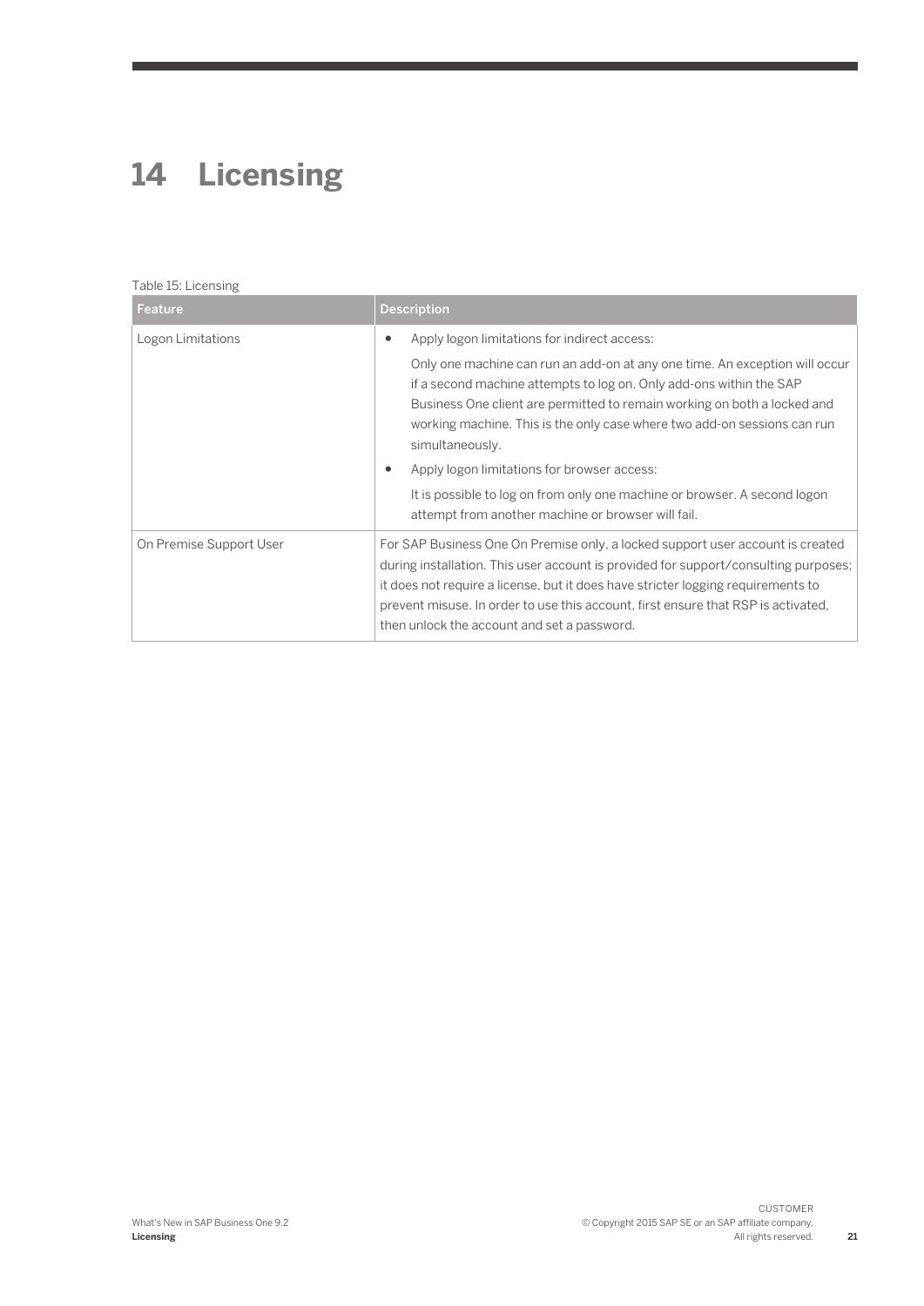# 14 Licensing

Table 15: Licensing

| Feature | Description |
|---|---|
| Logon Limitations | • Apply logon limitations for indirect access:<br><br>Only one machine can run an add-on at any one time. An exception will occur if a second machine attempts to log on. Only add-ons within the SAP Business One client are permitted to remain working on both a locked and working machine. This is the only case where two add-on sessions can run simultaneously.<br><br>• Apply logon limitations for browser access:<br><br>It is possible to log on from only one machine or browser. A second logon attempt from another machine or browser will fail. |
| On Premise Support User | For SAP Business One On Premise only, a locked support user account is created during installation. This user account is provided for support/consulting purposes; it does not require a license, but it does have stricter logging requirements to prevent misuse. In order to use this account, first ensure that RSP is activated, then unlock the account and set a password. |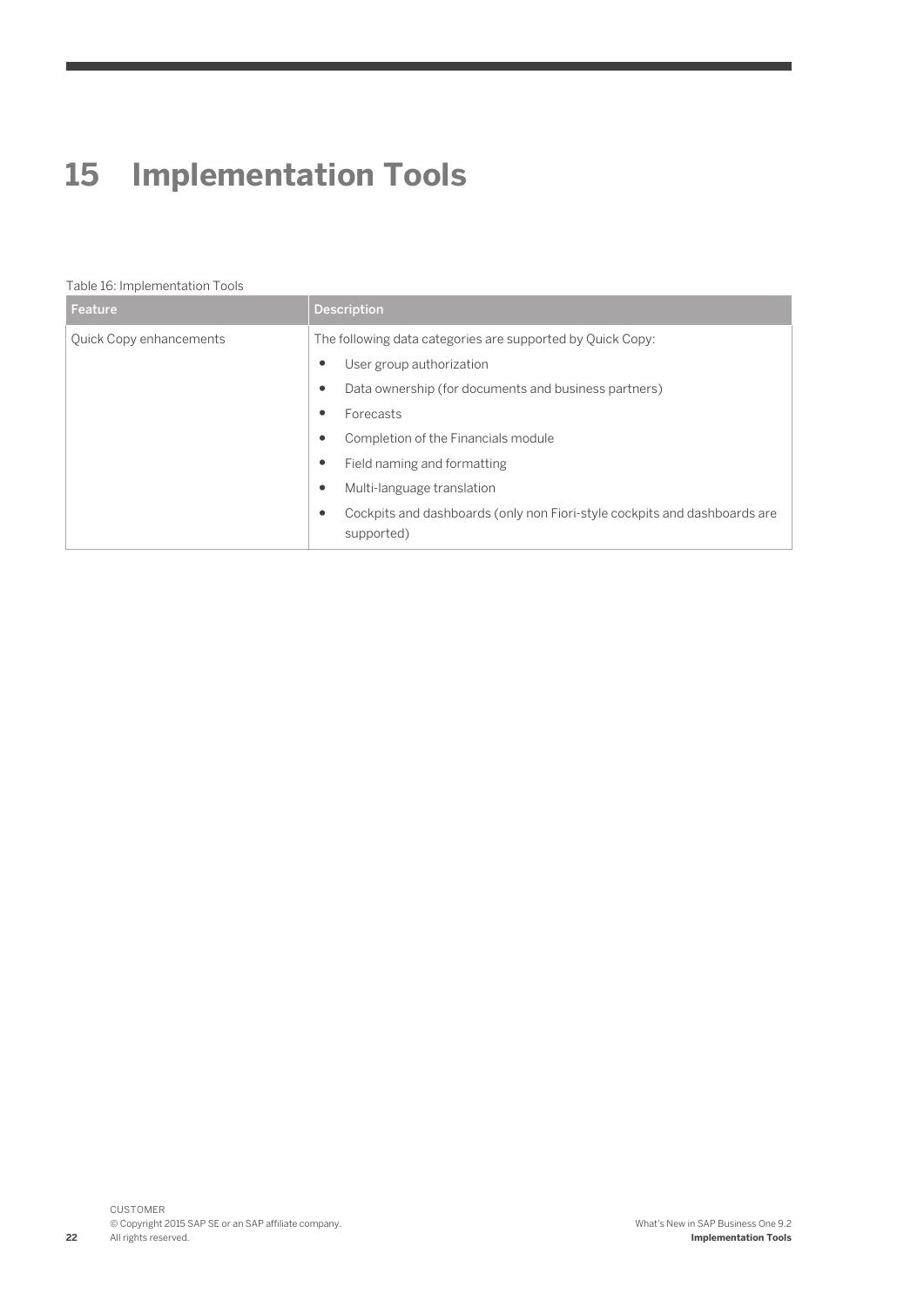# 15 Implementation Tools

Table 16: Implementation Tools

| Feature | Description |
| --- | --- |
| Quick Copy enhancements | The following data categories are supported by Quick Copy:<br>• User group authorization<br>• Data ownership (for documents and business partners)<br>• Forecasts<br>• Completion of the Financials module<br>• Field naming and formatting<br>• Multi-language translation<br>• Cockpits and dashboards (only non Fiori-style cockpits and dashboards are supported) |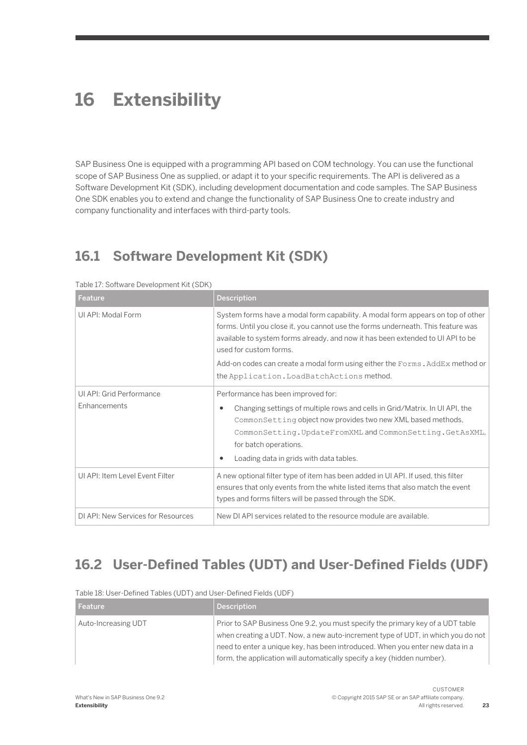# 16 Extensibility

SAP Business One is equipped with a programming API based on COM technology. You can use the functional scope of SAP Business One as supplied, or adapt it to your specific requirements. The API is delivered as a Software Development Kit (SDK), including development documentation and code samples. The SAP Business One SDK enables you to extend and change the functionality of SAP Business One to create industry and company functionality and interfaces with third-party tools.

## 16.1 Software Development Kit (SDK)

Table 17: Software Development Kit (SDK)

| Feature | Description |
| --- | --- |
| UI API: Modal Form | System forms have a modal form capability. A modal form appears on top of other forms. Until you close it, you cannot use the forms underneath. This feature was available to system forms already, and now it has been extended to UI API to be used for custom forms.<br><br>Add-on codes can create a modal form using either the `Forms.AddEx` method or the `Application.LoadBatchActions` method. |
| UI API: Grid Performance Enhancements | Performance has been improved for:<br>• Changing settings of multiple rows and cells in Grid/Matrix. In UI API, the `CommonSetting` object now provides two new XML based methods, `CommonSetting.UpdateFromXML` and `CommonSetting.GetAsXML`, for batch operations.<br>• Loading data in grids with data tables. |
| UI API: Item Level Event Filter | A new optional filter type of item has been added in UI API. If used, this filter ensures that only events from the white listed items that also match the event types and forms filters will be passed through the SDK. |
| DI API: New Services for Resources | New DI API services related to the resource module are available. |

## 16.2 User-Defined Tables (UDT) and User-Defined Fields (UDF)

Table 18: User-Defined Tables (UDT) and User-Defined Fields (UDF)

| Feature | Description |
| --- | --- |
| Auto-Increasing UDT | Prior to SAP Business One 9.2, you must specify the primary key of a UDT table when creating a UDT. Now, a new auto-increment type of UDT, in which you do not need to enter a unique key, has been introduced. When you enter new data in a form, the application will automatically specify a key (hidden number). |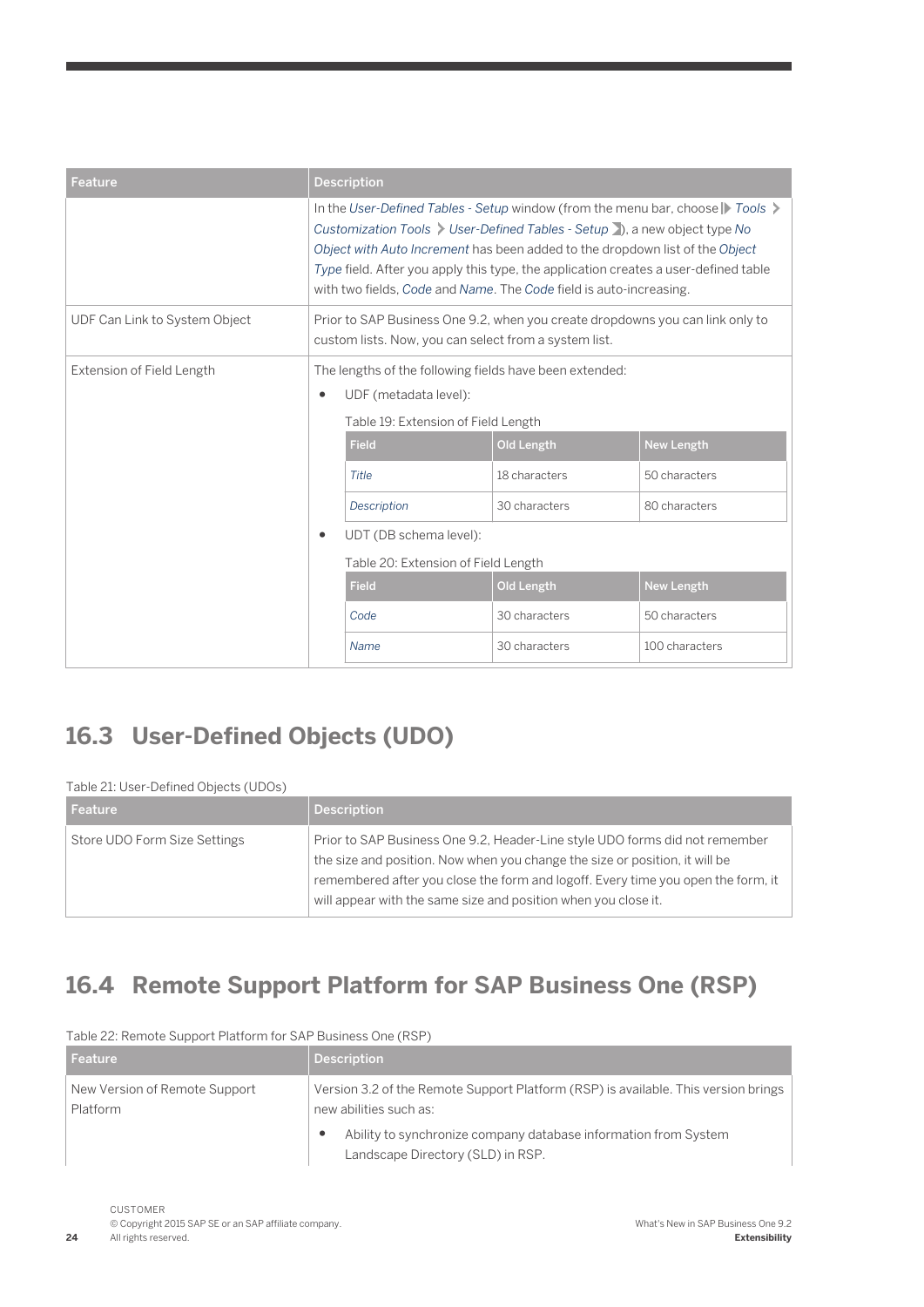| Feature | Description |
|---|---|
| | In the *User-Defined Tables - Setup* window (from the menu bar, choose *Tools* > *Customization Tools* > *User-Defined Tables - Setup*), a new object type *No Object with Auto Increment* has been added to the dropdown list of the *Object Type* field. After you apply this type, the application creates a user-defined table with two fields, *Code* and *Name*. The *Code* field is auto-increasing. |
| UDF Can Link to System Object | Prior to SAP Business One 9.2, when you create dropdowns you can link only to custom lists. Now, you can select from a system list. |
| Extension of Field Length | The lengths of the following fields have been extended:<br>• UDF (metadata level):<br>Table 19: Extension of Field Length<br>Field / Old Length / New Length:<br>*Title*: 18 characters → 50 characters<br>*Description*: 30 characters → 80 characters<br>• UDT (DB schema level):<br>Table 20: Extension of Field Length<br>Field / Old Length / New Length:<br>*Code*: 30 characters → 50 characters<br>*Name*: 30 characters → 100 characters |

Table 19: Extension of Field Length

| Field | Old Length | New Length |
|---|---|---|
| *Title* | 18 characters | 50 characters |
| *Description* | 30 characters | 80 characters |

Table 20: Extension of Field Length

| Field | Old Length | New Length |
|---|---|---|
| *Code* | 30 characters | 50 characters |
| *Name* | 30 characters | 100 characters |

## 16.3 User-Defined Objects (UDO)

Table 21: User-Defined Objects (UDOs)

| Feature | Description |
|---|---|
| Store UDO Form Size Settings | Prior to SAP Business One 9.2, Header-Line style UDO forms did not remember the size and position. Now when you change the size or position, it will be remembered after you close the form and logoff. Every time you open the form, it will appear with the same size and position when you close it. |

## 16.4 Remote Support Platform for SAP Business One (RSP)

Table 22: Remote Support Platform for SAP Business One (RSP)

| Feature | Description |
|---|---|
| New Version of Remote Support Platform | Version 3.2 of the Remote Support Platform (RSP) is available. This version brings new abilities such as:<br>• Ability to synchronize company database information from System Landscape Directory (SLD) in RSP. |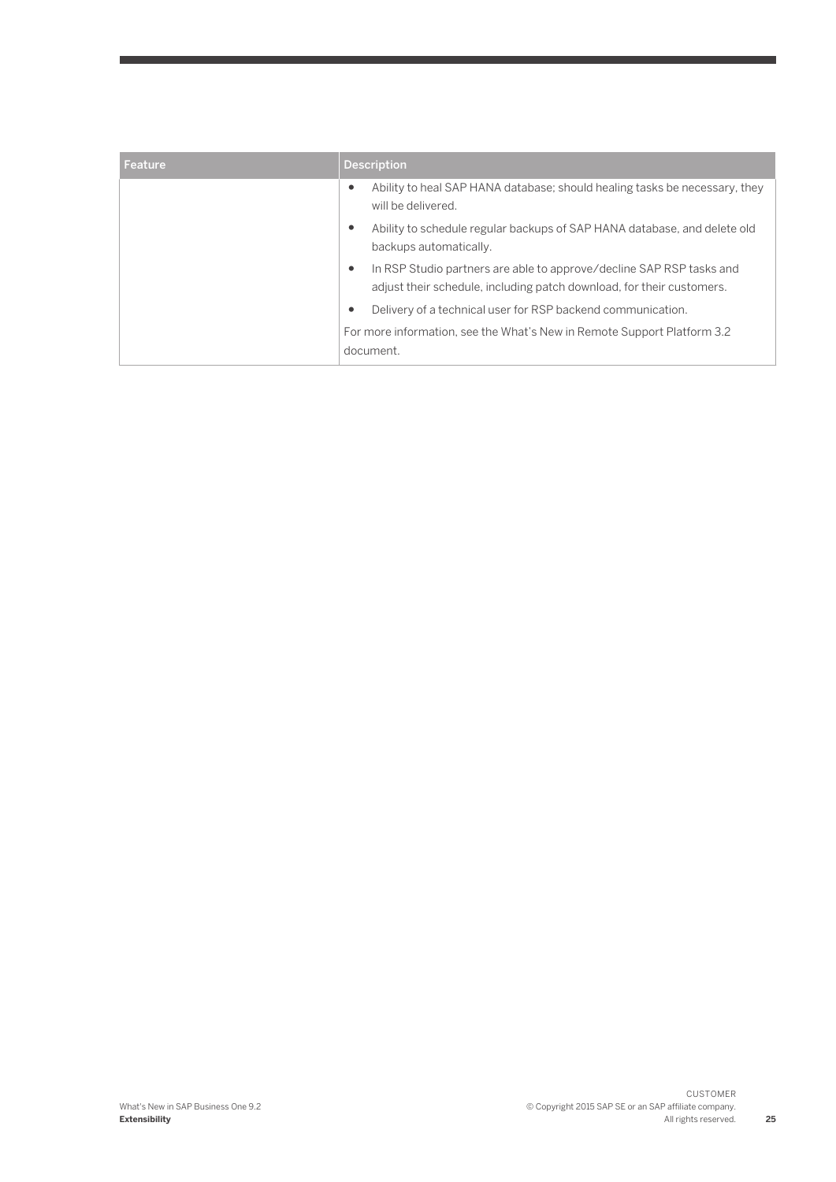| Feature | Description |
| --- | --- |
| | • Ability to heal SAP HANA database; should healing tasks be necessary, they will be delivered.<br>• Ability to schedule regular backups of SAP HANA database, and delete old backups automatically.<br>• In RSP Studio partners are able to approve/decline SAP RSP tasks and adjust their schedule, including patch download, for their customers.<br>• Delivery of a technical user for RSP backend communication.<br>For more information, see the What's New in Remote Support Platform 3.2 document. |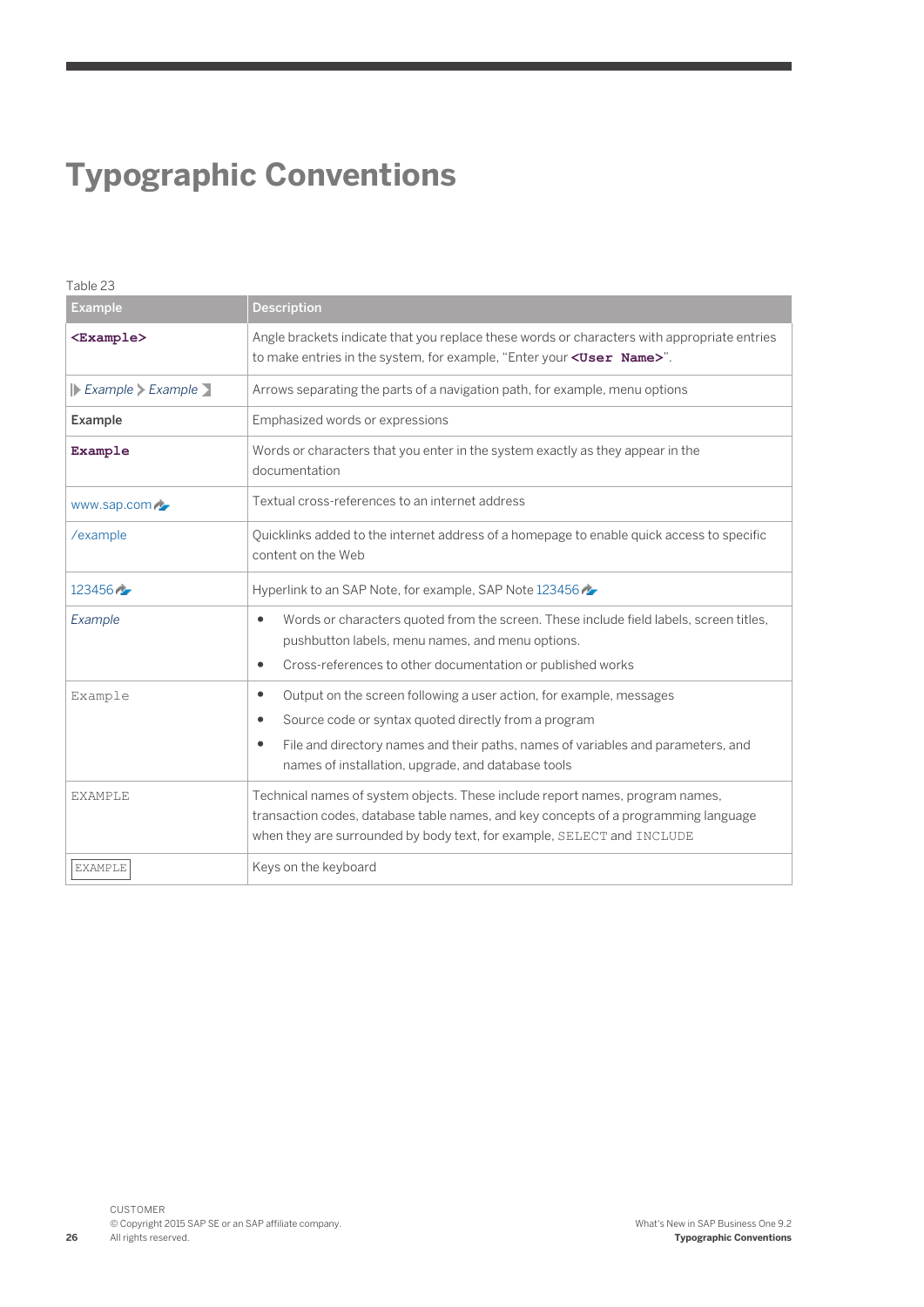# Typographic Conventions

Table 23

| Example | Description |
| --- | --- |
| **<Example>** | Angle brackets indicate that you replace these words or characters with appropriate entries to make entries in the system, for example, "Enter your **<User Name>**". |
| *Example* > *Example* | Arrows separating the parts of a navigation path, for example, menu options |
| Example | Emphasized words or expressions |
| **Example** | Words or characters that you enter in the system exactly as they appear in the documentation |
| www.sap.com | Textual cross-references to an internet address |
| /example | Quicklinks added to the internet address of a homepage to enable quick access to specific content on the Web |
| 123456 | Hyperlink to an SAP Note, for example, SAP Note 123456 |
| *Example* | • Words or characters quoted from the screen. These include field labels, screen titles, pushbutton labels, menu names, and menu options.<br>• Cross-references to other documentation or published works |
| `Example` | • Output on the screen following a user action, for example, messages<br>• Source code or syntax quoted directly from a program<br>• File and directory names and their paths, names of variables and parameters, and names of installation, upgrade, and database tools |
| `EXAMPLE` | Technical names of system objects. These include report names, program names, transaction codes, database table names, and key concepts of a programming language when they are surrounded by body text, for example, `SELECT` and `INCLUDE` |
| `EXAMPLE` | Keys on the keyboard |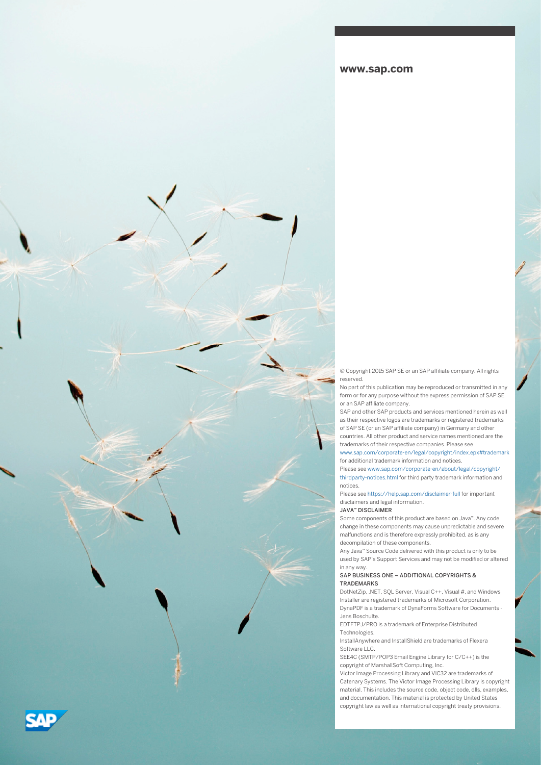**www.sap.com**

© Copyright 2015 SAP SE or an SAP affiliate company. All rights reserved.

No part of this publication may be reproduced or transmitted in any form or for any purpose without the express permission of SAP SE or an SAP affiliate company.

SAP and other SAP products and services mentioned herein as well as their respective logos are trademarks or registered trademarks of SAP SE (or an SAP affiliate company) in Germany and other countries. All other product and service names mentioned are the trademarks of their respective companies. Please see www.sap.com/corporate-en/legal/copyright/index.epx#trademark for additional trademark information and notices.

Please see www.sap.com/corporate-en/about/legal/copyright/thirdparty-notices.html for third party trademark information and notices.

Please see https://help.sap.com/disclaimer-full for important disclaimers and legal information.

JAVA™ DISCLAIMER

Some components of this product are based on Java™. Any code change in these components may cause unpredictable and severe malfunctions and is therefore expressly prohibited, as is any decompilation of these components.

Any Java™ Source Code delivered with this product is only to be used by SAP's Support Services and may not be modified or altered in any way.

SAP BUSINESS ONE – ADDITIONAL COPYRIGHTS & TRADEMARKS

DotNetZip, .NET, SQL Server, Visual C++, Visual #, and Windows Installer are registered trademarks of Microsoft Corporation.

DynaPDF is a trademark of DynaForms Software for Documents - Jens Boschulte.

EDTFTPJ/PRO is a trademark of Enterprise Distributed Technologies.

InstallAnywhere and InstallShield are trademarks of Flexera Software LLC.

SEE4C (SMTP/POP3 Email Engine Library for C/C++) is the copyright of MarshallSoft Computing, Inc.

Victor Image Processing Library and VIC32 are trademarks of Catenary Systems. The Victor Image Processing Library is copyright material. This includes the source code, object code, dlls, examples, and documentation. This material is protected by United States copyright law as well as international copyright treaty provisions.